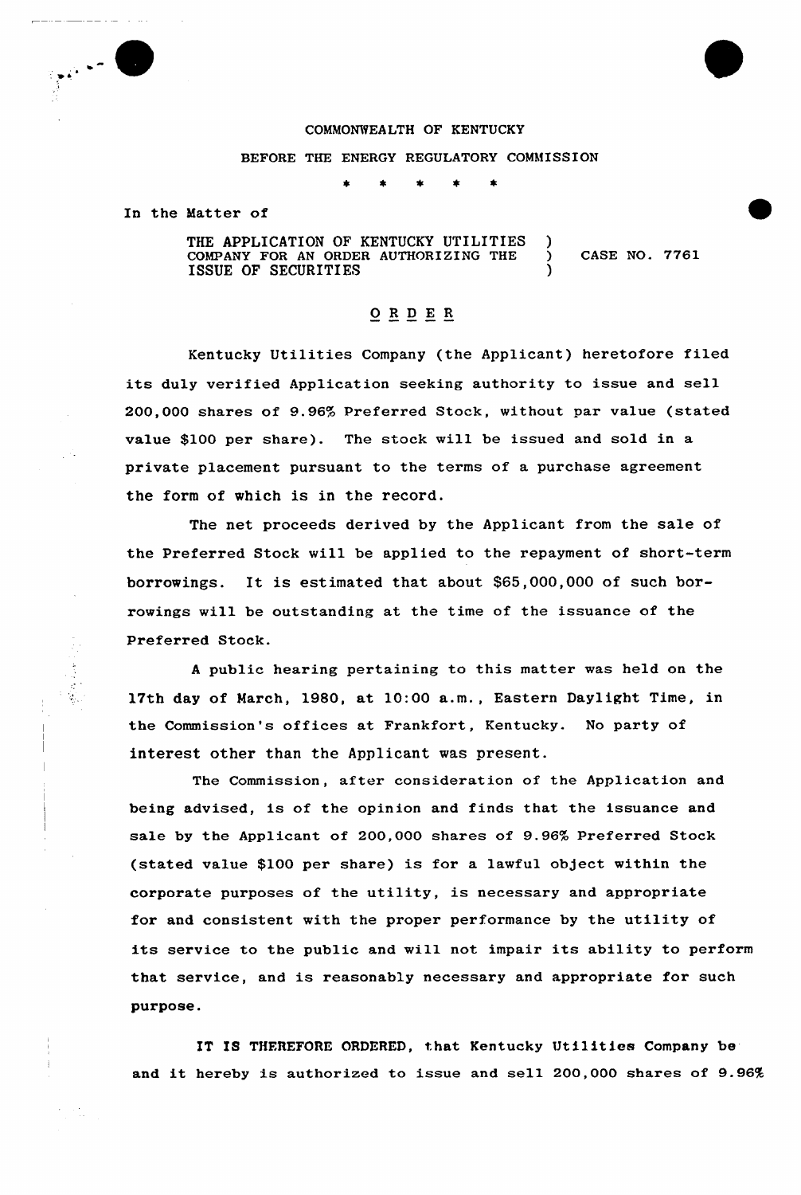COMMONWEALTH OF KENTUCKY

BEFORE THE ENERGY REGULATORY COMMISSION

\* \* \* \* \*

In the Matter of

THE APPLICATION OF KENTUCKY UTILITIES COMPANY FOR AN ORDER AUTHORIZING THE ISSUE OF SECURITIES ) CASE NO. 7761

## O R D E R

Kentucky Utilities Company (the Applicant) heretofore filed its duly verified Application seeking authority to issue and sell 200,000 shares of 9.96% Preferred Stock, without par value (stated value $100 per share). The stock will be issued and sold in a private placement pursuant to the terms of a purchase agreement the form of which is in the record.

The net proceeds derived by the Applicant from the sale of the Preferred Stock will be applied to the repayment of short-term borrowings. It is estimated that about $65,000,000 of such borrowings will be outstanding at the time of the issuance of the Preferred Stock.

A public hearing pertaining to this matter was held on the 17th day of March, 1980, at 10:00 a.m., Eastern Daylight Time, in the Commission's offices at Frankfort, Kentucky. No party of interest other than the Applicant was present.

The Commission, after consideration of the Application and being advised, is of the opinion and finds that the issuance and sale by the Applicant of 200,000 shares of 9.96% Preferred Stock (stated value $100 per share) is for a lawful object within the corporate purposes of the utility, is necessary and appropriate for and consistent with the proper performance by the utility of its service to the public and will not impair its ability to perform that service, and is reasonably necessary and appropriate for such purpose.

IT IS THEREFORE ORDERED, that Kentucky Utilities Company be and it hereby is authorized to issue and sell 200,000 shares of 9.96%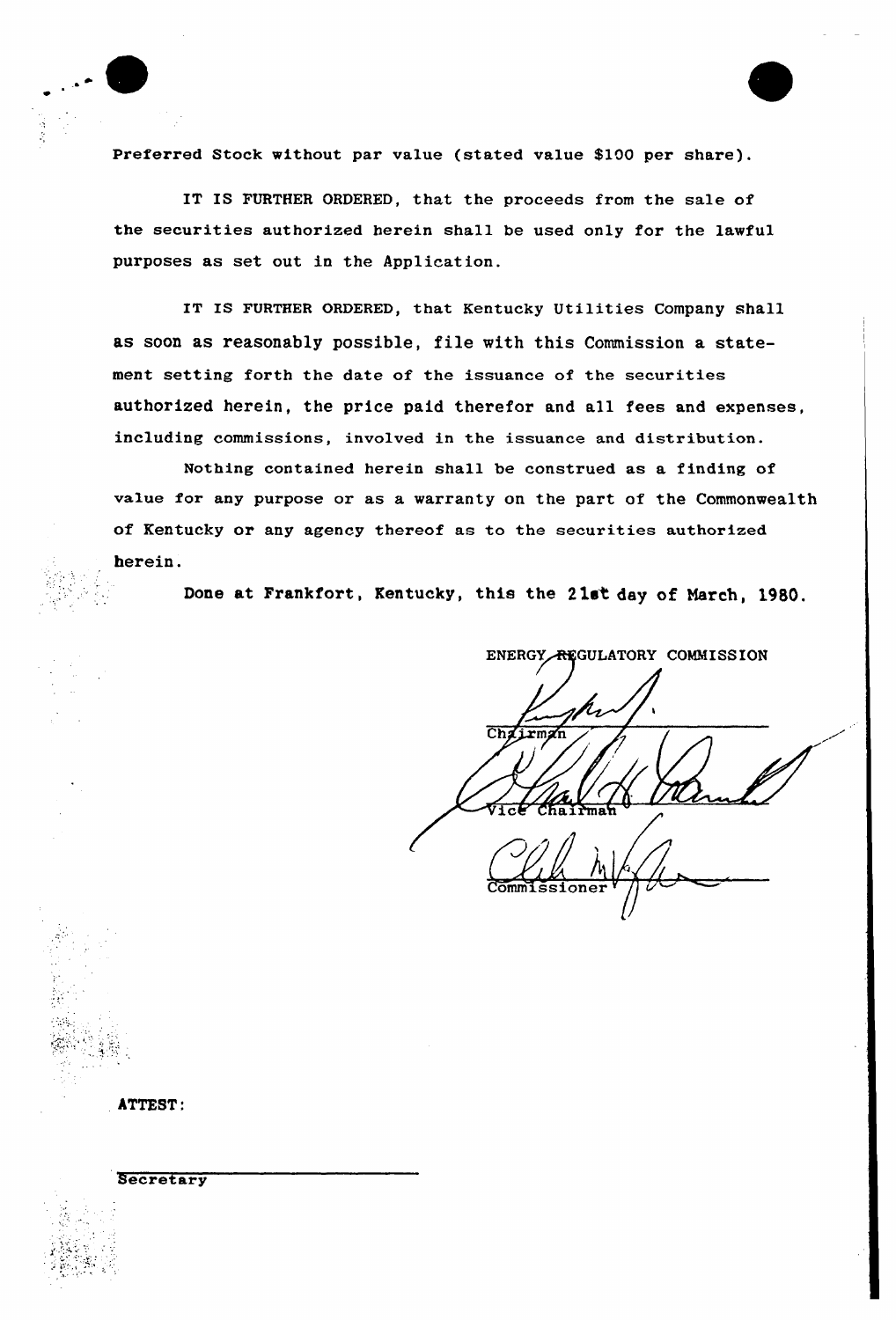Preferred Stock without par value (stated value $100 per share).

IT IS FURTHER ORDERED, that the proceeds from the sale of the securities authorized herein shall be used only for the lawful purposes as set out in the Application.

IT IS FURTHER ORDERED, that Kentucky Utilities Company shall as soon as reasonably possible, file with this Commission a statement setting forth the date of the issuance of the securities authorized herein, the price paid therefor and all fees and expenses, including commissions, involved in the issuance and distribution.

Nothing contained herein shall be construed as a finding of value for any purpose or as a warranty on the part of the Commonwealth of Kentucky or any agency thereof as to the securities authorized herein.

**Done at Frankfort, Kentucky, this the 21st day of March, 1980.**

ENERGY REGULATORY COMMISSION

Chairman

Vice Chairman

Commissioner

**ATTEST:**

Secretary